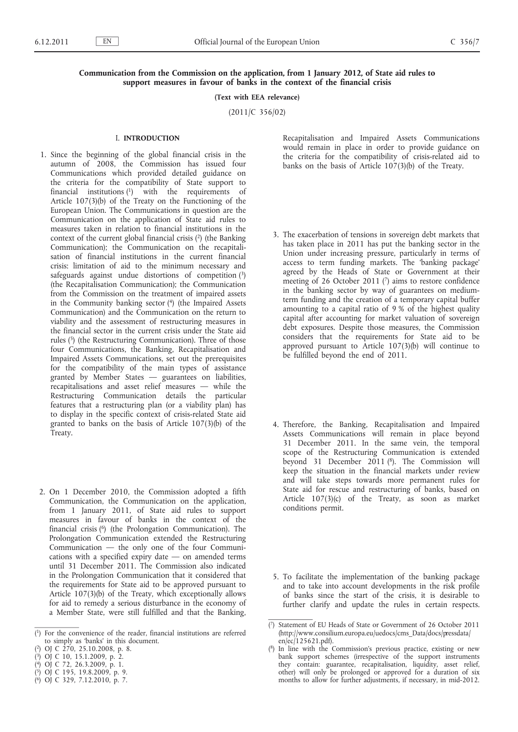**Communication from the Commission on the application, from 1 January 2012, of State aid rules to support measures in favour of banks in the context of the financial crisis**

**(Text with EEA relevance)**

(2011/C 356/02)

## I. INTRODUCTION

1. Since the beginning of the global financial crisis in the autumn of 2008, the Commission has issued four Communications which provided detailed guidance on the criteria for the compatibility of State support to financial institutions [1] with the requirements of Article 107(3)(b) of the Treaty on the Functioning of the European Union. The Communications in question are the Communication on the application of State aid rules to measures taken in relation to financial institutions in the context of the current global financial crisis [2] (the Banking Communication); the Communication on the recapitalisation of financial institutions in the current financial crisis: limitation of aid to the minimum necessary and safeguards against undue distortions of competition [3] (the Recapitalisation Communication); the Communication from the Commission on the treatment of impaired assets in the Community banking sector [4] (the Impaired Assets Communication) and the Communication on the return to viability and the assessment of restructuring measures in the financial sector in the current crisis under the State aid rules [5] (the Restructuring Communication). Three of those four Communications, the Banking, Recapitalisation and Impaired Assets Communications, set out the prerequisites for the compatibility of the main types of assistance granted by Member States — guarantees on liabilities, recapitalisations and asset relief measures — while the Restructuring Communication details the particular features that a restructuring plan (or a viability plan) has to display in the specific context of crisis-related State aid granted to banks on the basis of Article 107(3)(b) of the Treaty.

2. On 1 December 2010, the Commission adopted a fifth Communication, the Communication on the application, from 1 January 2011, of State aid rules to support measures in favour of banks in the context of the financial crisis [6] (the Prolongation Communication). The Prolongation Communication extended the Restructuring Communication — the only one of the four Communications with a specified expiry date — on amended terms until 31 December 2011. The Commission also indicated in the Prolongation Communication that it considered that the requirements for State aid to be approved pursuant to Article 107(3)(b) of the Treaty, which exceptionally allows for aid to remedy a serious disturbance in the economy of a Member State, were still fulfilled and that the Banking, Recapitalisation and Impaired Assets Communications would remain in place in order to provide guidance on the criteria for the compatibility of crisis-related aid to banks on the basis of Article 107(3)(b) of the Treaty.

3. The exacerbation of tensions in sovereign debt markets that has taken place in 2011 has put the banking sector in the Union under increasing pressure, particularly in terms of access to term funding markets. The 'banking package' agreed by the Heads of State or Government at their meeting of 26 October 2011 [7] aims to restore confidence in the banking sector by way of guarantees on medium-term funding and the creation of a temporary capital buffer amounting to a capital ratio of 9 % of the highest quality capital after accounting for market valuation of sovereign debt exposures. Despite those measures, the Commission considers that the requirements for State aid to be approved pursuant to Article 107(3)(b) will continue to be fulfilled beyond the end of 2011.

4. Therefore, the Banking, Recapitalisation and Impaired Assets Communications will remain in place beyond 31 December 2011. In the same vein, the temporal scope of the Restructuring Communication is extended beyond 31 December 2011 [8]. The Commission will keep the situation in the financial markets under review and will take steps towards more permanent rules for State aid for rescue and restructuring of banks, based on Article 107(3)(c) of the Treaty, as soon as market conditions permit.

5. To facilitate the implementation of the banking package and to take into account developments in the risk profile of banks since the start of the crisis, it is desirable to further clarify and update the rules in certain respects.

---

[1] For the convenience of the reader, financial institutions are referred to simply as 'banks' in this document.

[2] OJ C 270, 25.10.2008, p. 8.

[3] OJ C 10, 15.1.2009, p. 2.

[4] OJ C 72, 26.3.2009, p. 1.

[5] OJ C 195, 19.8.2009, p. 9.

[6] OJ C 329, 7.12.2010, p. 7.

[7] Statement of EU Heads of State or Government of 26 October 2011 (http://www.consilium.europa.eu/uedocs/cms_Data/docs/pressdata/en/ec/125621.pdf).

[8] In line with the Commission's previous practice, existing or new bank support schemes (irrespective of the support instruments they contain: guarantee, recapitalisation, liquidity, asset relief, other) will only be prolonged or approved for a duration of six months to allow for further adjustments, if necessary, in mid-2012.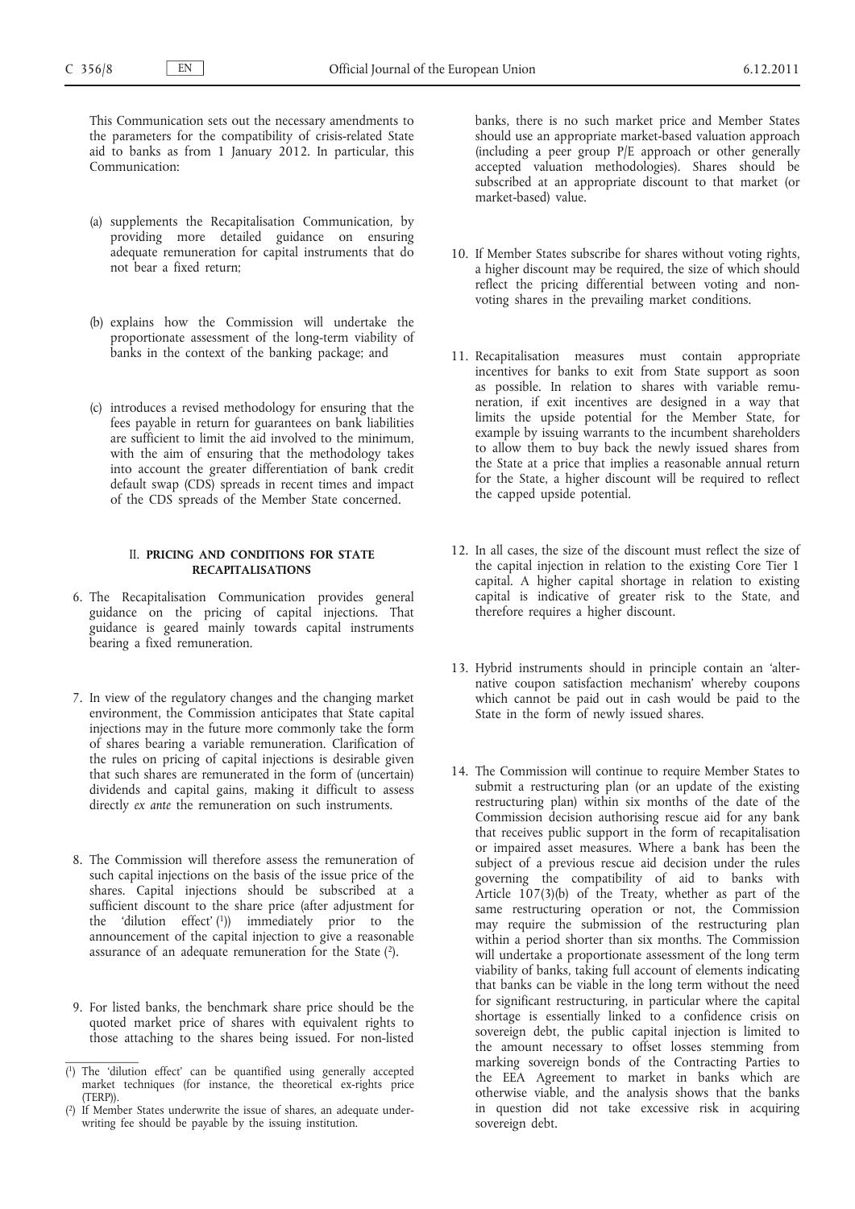This Communication sets out the necessary amendments to the parameters for the compatibility of crisis-related State aid to banks as from 1 January 2012. In particular, this Communication:

(a) supplements the Recapitalisation Communication, by providing more detailed guidance on ensuring adequate remuneration for capital instruments that do not bear a fixed return;

(b) explains how the Commission will undertake the proportionate assessment of the long-term viability of banks in the context of the banking package; and

(c) introduces a revised methodology for ensuring that the fees payable in return for guarantees on bank liabilities are sufficient to limit the aid involved to the minimum, with the aim of ensuring that the methodology takes into account the greater differentiation of bank credit default swap (CDS) spreads in recent times and impact of the CDS spreads of the Member State concerned.

## II. PRICING AND CONDITIONS FOR STATE RECAPITALISATIONS

6. The Recapitalisation Communication provides general guidance on the pricing of capital injections. That guidance is geared mainly towards capital instruments bearing a fixed remuneration.

7. In view of the regulatory changes and the changing market environment, the Commission anticipates that State capital injections may in the future more commonly take the form of shares bearing a variable remuneration. Clarification of the rules on pricing of capital injections is desirable given that such shares are remunerated in the form of (uncertain) dividends and capital gains, making it difficult to assess directly *ex ante* the remuneration on such instruments.

8. The Commission will therefore assess the remuneration of such capital injections on the basis of the issue price of the shares. Capital injections should be subscribed at a sufficient discount to the share price (after adjustment for the 'dilution effect' [1]) immediately prior to the announcement of the capital injection to give a reasonable assurance of an adequate remuneration for the State [2].

9. For listed banks, the benchmark share price should be the quoted market price of shares with equivalent rights to those attaching to the shares being issued. For non-listed banks, there is no such market price and Member States should use an appropriate market-based valuation approach (including a peer group P/E approach or other generally accepted valuation methodologies). Shares should be subscribed at an appropriate discount to that market (or market-based) value.

10. If Member States subscribe for shares without voting rights, a higher discount may be required, the size of which should reflect the pricing differential between voting and non-voting shares in the prevailing market conditions.

11. Recapitalisation measures must contain appropriate incentives for banks to exit from State support as soon as possible. In relation to shares with variable remuneration, if exit incentives are designed in a way that limits the upside potential for the Member State, for example by issuing warrants to the incumbent shareholders to allow them to buy back the newly issued shares from the State at a price that implies a reasonable annual return for the State, a higher discount will be required to reflect the capped upside potential.

12. In all cases, the size of the discount must reflect the size of the capital injection in relation to the existing Core Tier 1 capital. A higher capital shortage in relation to existing capital is indicative of greater risk to the State, and therefore requires a higher discount.

13. Hybrid instruments should in principle contain an 'alternative coupon satisfaction mechanism' whereby coupons which cannot be paid out in cash would be paid to the State in the form of newly issued shares.

14. The Commission will continue to require Member States to submit a restructuring plan (or an update of the existing restructuring plan) within six months of the date of the Commission decision authorising rescue aid for any bank that receives public support in the form of recapitalisation or impaired asset measures. Where a bank has been the subject of a previous rescue aid decision under the rules governing the compatibility of aid to banks with Article 107(3)(b) of the Treaty, whether as part of the same restructuring operation or not, the Commission may require the submission of the restructuring plan within a period shorter than six months. The Commission will undertake a proportionate assessment of the long term viability of banks, taking full account of elements indicating that banks can be viable in the long term without the need for significant restructuring, in particular where the capital shortage is essentially linked to a confidence crisis on sovereign debt, the public capital injection is limited to the amount necessary to offset losses stemming from marking sovereign bonds of the Contracting Parties to the EEA Agreement to market in banks which are otherwise viable, and the analysis shows that the banks in question did not take excessive risk in acquiring sovereign debt.

---

[1] The 'dilution effect' can be quantified using generally accepted market techniques (for instance, the theoretical ex-rights price (TERP)).

[2] If Member States underwrite the issue of shares, an adequate underwriting fee should be payable by the issuing institution.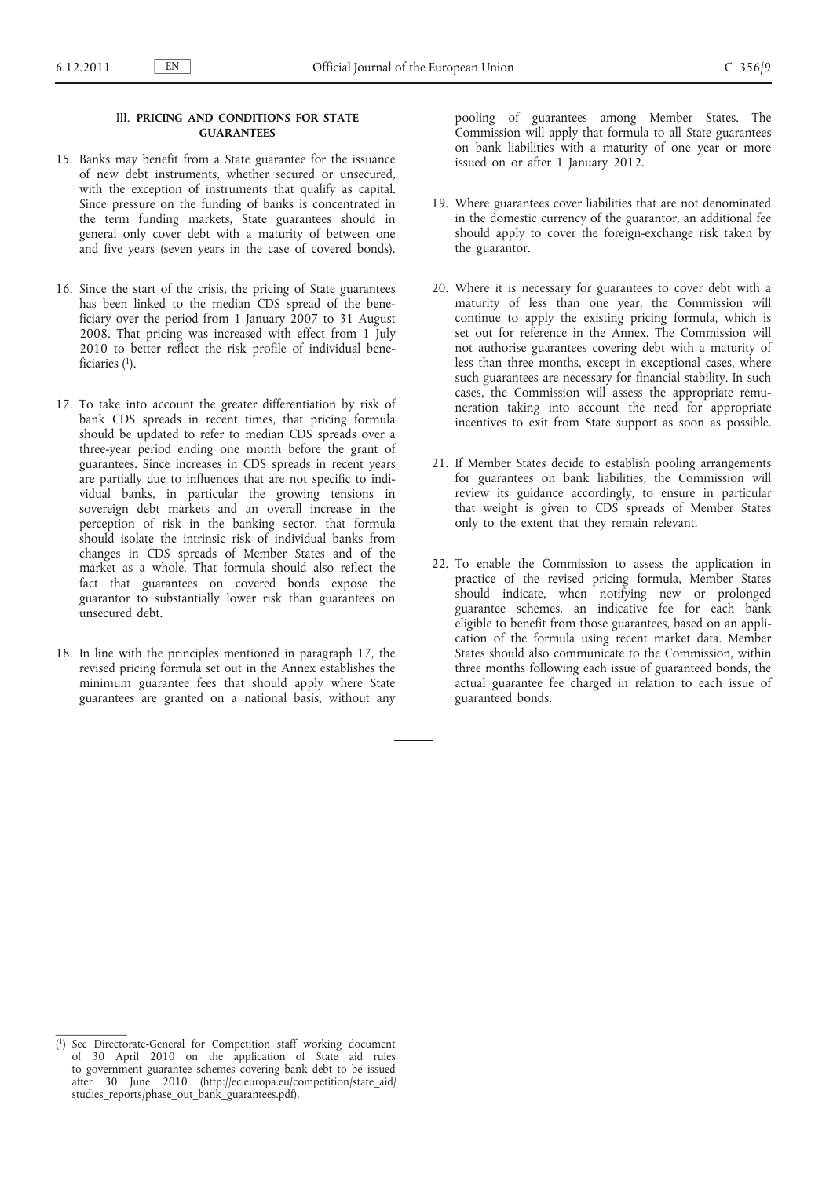## III. **PRICING AND CONDITIONS FOR STATE GUARANTEES**

15. Banks may benefit from a State guarantee for the issuance of new debt instruments, whether secured or unsecured, with the exception of instruments that qualify as capital. Since pressure on the funding of banks is concentrated in the term funding markets, State guarantees should in general only cover debt with a maturity of between one and five years (seven years in the case of covered bonds).

16. Since the start of the crisis, the pricing of State guarantees has been linked to the median CDS spread of the beneficiary over the period from 1 January 2007 to 31 August 2008. That pricing was increased with effect from 1 July 2010 to better reflect the risk profile of individual beneficiaries [1].

17. To take into account the greater differentiation by risk of bank CDS spreads in recent times, that pricing formula should be updated to refer to median CDS spreads over a three-year period ending one month before the grant of guarantees. Since increases in CDS spreads in recent years are partially due to influences that are not specific to individual banks, in particular the growing tensions in sovereign debt markets and an overall increase in the perception of risk in the banking sector, that formula should isolate the intrinsic risk of individual banks from changes in CDS spreads of Member States and of the market as a whole. That formula should also reflect the fact that guarantees on covered bonds expose the guarantor to substantially lower risk than guarantees on unsecured debt.

18. In line with the principles mentioned in paragraph 17, the revised pricing formula set out in the Annex establishes the minimum guarantee fees that should apply where State guarantees are granted on a national basis, without any pooling of guarantees among Member States. The Commission will apply that formula to all State guarantees on bank liabilities with a maturity of one year or more issued on or after 1 January 2012.

19. Where guarantees cover liabilities that are not denominated in the domestic currency of the guarantor, an additional fee should apply to cover the foreign-exchange risk taken by the guarantor.

20. Where it is necessary for guarantees to cover debt with a maturity of less than one year, the Commission will continue to apply the existing pricing formula, which is set out for reference in the Annex. The Commission will not authorise guarantees covering debt with a maturity of less than three months, except in exceptional cases, where such guarantees are necessary for financial stability. In such cases, the Commission will assess the appropriate remuneration taking into account the need for appropriate incentives to exit from State support as soon as possible.

21. If Member States decide to establish pooling arrangements for guarantees on bank liabilities, the Commission will review its guidance accordingly, to ensure in particular that weight is given to CDS spreads of Member States only to the extent that they remain relevant.

22. To enable the Commission to assess the application in practice of the revised pricing formula, Member States should indicate, when notifying new or prolonged guarantee schemes, an indicative fee for each bank eligible to benefit from those guarantees, based on an application of the formula using recent market data. Member States should also communicate to the Commission, within three months following each issue of guaranteed bonds, the actual guarantee fee charged in relation to each issue of guaranteed bonds.

---

[1] See Directorate-General for Competition staff working document of 30 April 2010 on the application of State aid rules to government guarantee schemes covering bank debt to be issued after 30 June 2010 (http://ec.europa.eu/competition/state_aid/studies_reports/phase_out_bank_guarantees.pdf).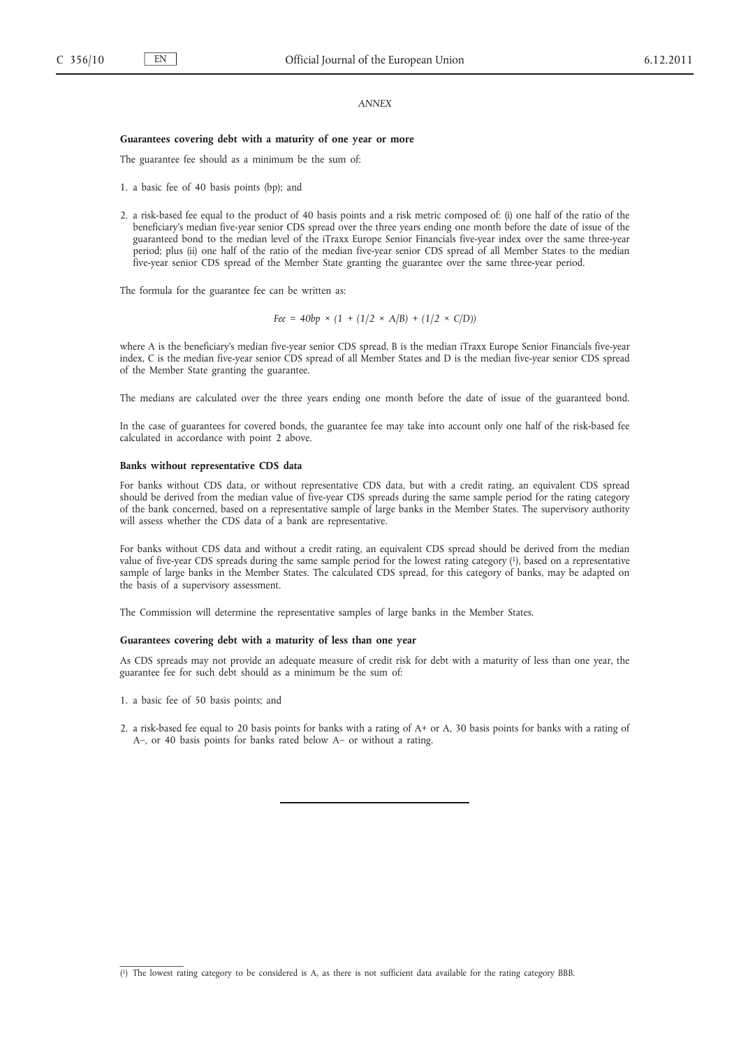*ANNEX*

**Guarantees covering debt with a maturity of one year or more**

The guarantee fee should as a minimum be the sum of:

1. a basic fee of 40 basis points (bp); and

2. a risk-based fee equal to the product of 40 basis points and a risk metric composed of: (i) one half of the ratio of the beneficiary's median five-year senior CDS spread over the three years ending one month before the date of issue of the guaranteed bond to the median level of the iTraxx Europe Senior Financials five-year index over the same three-year period; plus (ii) one half of the ratio of the median five-year senior CDS spread of all Member States to the median five-year senior CDS spread of the Member State granting the guarantee over the same three-year period.

The formula for the guarantee fee can be written as:

$$Fee = 40bp \times (1 + (1/2 \times A/B) + (1/2 \times C/D))$$

where A is the beneficiary's median five-year senior CDS spread, B is the median iTraxx Europe Senior Financials five-year index, C is the median five-year senior CDS spread of all Member States and D is the median five-year senior CDS spread of the Member State granting the guarantee.

The medians are calculated over the three years ending one month before the date of issue of the guaranteed bond.

In the case of guarantees for covered bonds, the guarantee fee may take into account only one half of the risk-based fee calculated in accordance with point 2 above.

**Banks without representative CDS data**

For banks without CDS data, or without representative CDS data, but with a credit rating, an equivalent CDS spread should be derived from the median value of five-year CDS spreads during the same sample period for the rating category of the bank concerned, based on a representative sample of large banks in the Member States. The supervisory authority will assess whether the CDS data of a bank are representative.

For banks without CDS data and without a credit rating, an equivalent CDS spread should be derived from the median value of five-year CDS spreads during the same sample period for the lowest rating category [1], based on a representative sample of large banks in the Member States. The calculated CDS spread, for this category of banks, may be adapted on the basis of a supervisory assessment.

The Commission will determine the representative samples of large banks in the Member States.

**Guarantees covering debt with a maturity of less than one year**

As CDS spreads may not provide an adequate measure of credit risk for debt with a maturity of less than one year, the guarantee fee for such debt should as a minimum be the sum of:

1. a basic fee of 50 basis points; and

2. a risk-based fee equal to 20 basis points for banks with a rating of A+ or A, 30 basis points for banks with a rating of A–, or 40 basis points for banks rated below A– or without a rating.

---

[1] The lowest rating category to be considered is A, as there is not sufficient data available for the rating category BBB.